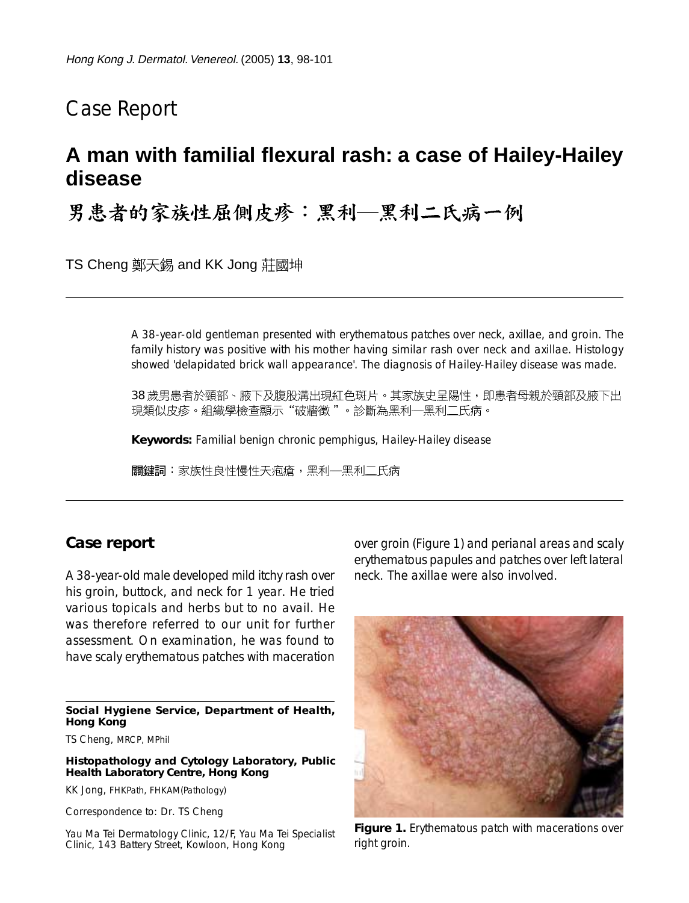## Case Report

# A man with familial flexural rash: a case of Hailey-Hailey disease

# 男患者的家族性屈側皮疹：黑利—黑利二氏病一例

TS Cheng 鄭天錫 and KK Jong 莊國坤

A 38-year-old gentleman presented with erythematous patches over neck, axillae, and groin. The family history was positive with his mother having similar rash over neck and axillae. Histology showed 'delapidated brick wall appearance'. The diagnosis of Hailey-Hailey disease was made.

38 歲男患者於頸部、腋下及腹股溝出現紅色斑片。其家族史呈陽性，即患者母親於頸部及腋下出現類似皮疹。組織學檢查顯示"破牆徵"。診斷為黑利—黑利二氏病。

**Keywords:** Familial benign chronic pemphigus, Hailey-Hailey disease

**關鍵詞**：家族性良性慢性天疱瘡，黑利—黑利二氏病

## Case report

A 38-year-old male developed mild itchy rash over his groin, buttock, and neck for 1 year. He tried various topicals and herbs but to no avail. He was therefore referred to our unit for further assessment. On examination, he was found to have scaly erythematous patches with maceration over groin (Figure 1) and perianal areas and scaly erythematous papules and patches over left lateral neck. The axillae were also involved.

**Figure 1.** Erythematous patch with macerations over right groin.

**Social Hygiene Service, Department of Health, Hong Kong**

TS Cheng, MRCP, MPhil

**Histopathology and Cytology Laboratory, Public Health Laboratory Centre, Hong Kong**

KK Jong, FHKPath, FHKAM(Pathology)

Correspondence to: Dr. TS Cheng

Yau Ma Tei Dermatology Clinic, 12/F, Yau Ma Tei Specialist Clinic, 143 Battery Street, Kowloon, Hong Kong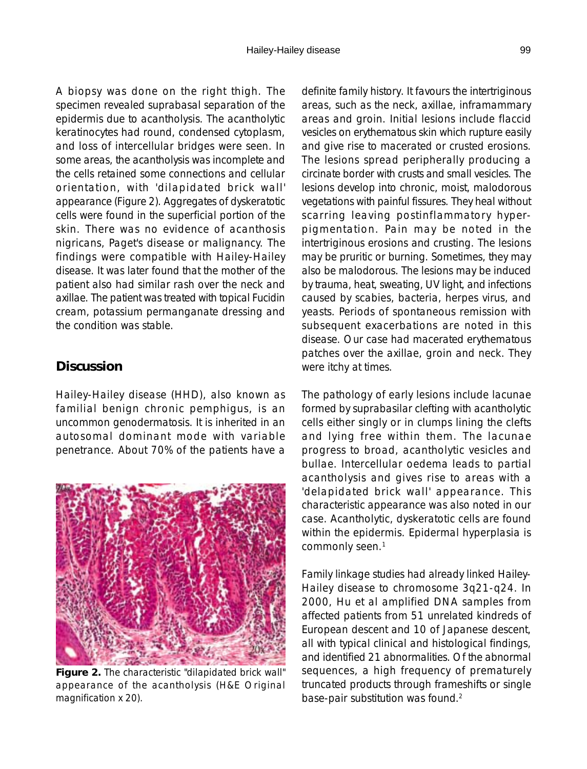A biopsy was done on the right thigh. The specimen revealed suprabasal separation of the epidermis due to acantholysis. The acantholytic keratinocytes had round, condensed cytoplasm, and loss of intercellular bridges were seen. In some areas, the acantholysis was incomplete and the cells retained some connections and cellular orientation, with 'dilapidated brick wall' appearance (Figure 2). Aggregates of dyskeratotic cells were found in the superficial portion of the skin. There was no evidence of acanthosis nigricans, Paget's disease or malignancy. The findings were compatible with Hailey-Hailey disease. It was later found that the mother of the patient also had similar rash over the neck and axillae. The patient was treated with topical Fucidin cream, potassium permanganate dressing and the condition was stable.

## Discussion

Hailey-Hailey disease (HHD), also known as familial benign chronic pemphigus, is an uncommon genodermatosis. It is inherited in an autosomal dominant mode with variable penetrance. About 70% of the patients have a definite family history. It favours the intertriginous areas, such as the neck, axillae, inframammary areas and groin. Initial lesions include flaccid vesicles on erythematous skin which rupture easily and give rise to macerated or crusted erosions. The lesions spread peripherally producing a circinate border with crusts and small vesicles. The lesions develop into chronic, moist, malodorous vegetations with painful fissures. They heal without scarring leaving postinflammatory hyperpigmentation. Pain may be noted in the intertriginous erosions and crusting. The lesions may be pruritic or burning. Sometimes, they may also be malodorous. The lesions may be induced by trauma, heat, sweating, UV light, and infections caused by scabies, bacteria, herpes virus, and yeasts. Periods of spontaneous remission with subsequent exacerbations are noted in this disease. Our case had macerated erythematous patches over the axillae, groin and neck. They were itchy at times.

**Figure 2.** The characteristic "dilapidated brick wall" appearance of the acantholysis (H&E Original magnification x 20).

The pathology of early lesions include lacunae formed by suprabasilar clefting with acantholytic cells either singly or in clumps lining the clefts and lying free within them. The lacunae progress to broad, acantholytic vesicles and bullae. Intercellular oedema leads to partial acantholysis and gives rise to areas with a 'delapidated brick wall' appearance. This characteristic appearance was also noted in our case. Acantholytic, dyskeratotic cells are found within the epidermis. Epidermal hyperplasia is commonly seen.[1]

Family linkage studies had already linked Hailey-Hailey disease to chromosome 3q21-q24. In 2000, Hu et al amplified DNA samples from affected patients from 51 unrelated kindreds of European descent and 10 of Japanese descent, all with typical clinical and histological findings, and identified 21 abnormalities. Of the abnormal sequences, a high frequency of prematurely truncated products through frameshifts or single base-pair substitution was found.[2]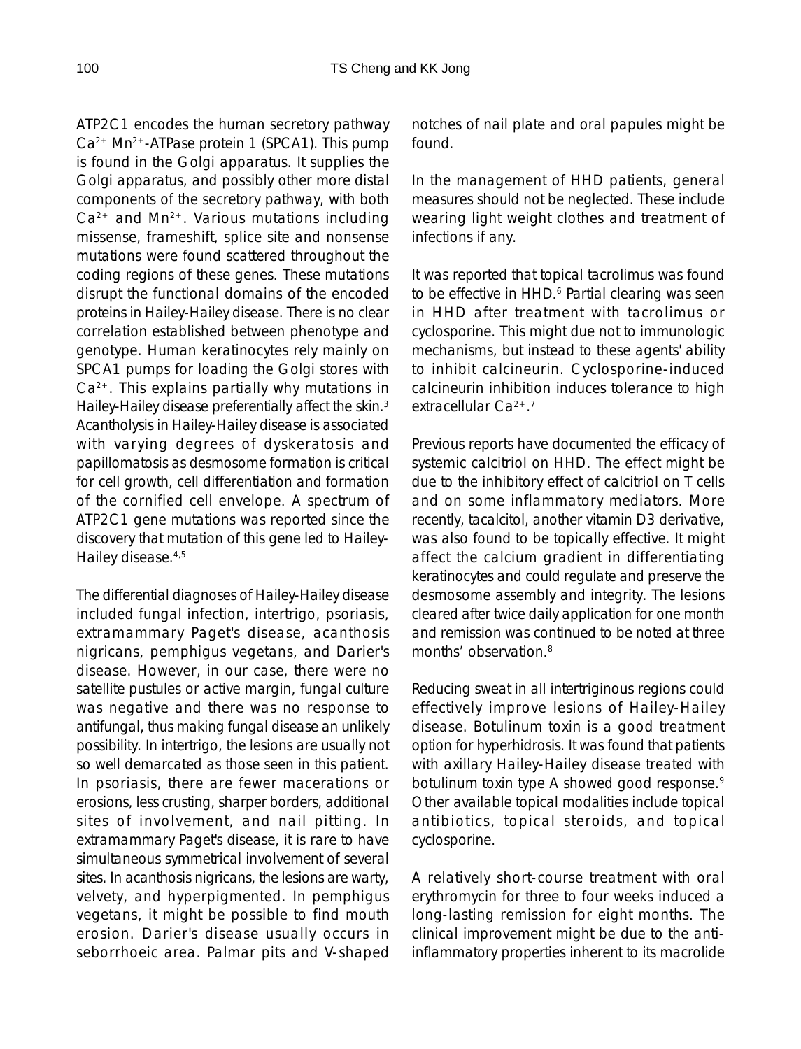ATP2C1 encodes the human secretory pathway $Ca^{2+}$ $Mn^{2+}$-ATPase protein 1 (SPCA1). This pump is found in the Golgi apparatus. It supplies the Golgi apparatus, and possibly other more distal components of the secretory pathway, with both $Ca^{2+}$ and $Mn^{2+}$. Various mutations including missense, frameshift, splice site and nonsense mutations were found scattered throughout the coding regions of these genes. These mutations disrupt the functional domains of the encoded proteins in Hailey-Hailey disease. There is no clear correlation established between phenotype and genotype. Human keratinocytes rely mainly on SPCA1 pumps for loading the Golgi stores with $Ca^{2+}$. This explains partially why mutations in Hailey-Hailey disease preferentially affect the skin.[3] Acantholysis in Hailey-Hailey disease is associated with varying degrees of dyskeratosis and papillomatosis as desmosome formation is critical for cell growth, cell differentiation and formation of the cornified cell envelope. A spectrum of ATP2C1 gene mutations was reported since the discovery that mutation of this gene led to Hailey-Hailey disease.[4,5]

The differential diagnoses of Hailey-Hailey disease included fungal infection, intertrigo, psoriasis, extramammary Paget's disease, acanthosis nigricans, pemphigus vegetans, and Darier's disease. However, in our case, there were no satellite pustules or active margin, fungal culture was negative and there was no response to antifungal, thus making fungal disease an unlikely possibility. In intertrigo, the lesions are usually not so well demarcated as those seen in this patient. In psoriasis, there are fewer macerations or erosions, less crusting, sharper borders, additional sites of involvement, and nail pitting. In extramammary Paget's disease, it is rare to have simultaneous symmetrical involvement of several sites. In acanthosis nigricans, the lesions are warty, velvety, and hyperpigmented. In pemphigus vegetans, it might be possible to find mouth erosion. Darier's disease usually occurs in seborrhoeic area. Palmar pits and V-shaped notches of nail plate and oral papules might be found.

In the management of HHD patients, general measures should not be neglected. These include wearing light weight clothes and treatment of infections if any.

It was reported that topical tacrolimus was found to be effective in HHD.[6] Partial clearing was seen in HHD after treatment with tacrolimus or cyclosporine. This might due not to immunologic mechanisms, but instead to these agents' ability to inhibit calcineurin. Cyclosporine-induced calcineurin inhibition induces tolerance to high extracellular $Ca^{2+}$.[7]

Previous reports have documented the efficacy of systemic calcitriol on HHD. The effect might be due to the inhibitory effect of calcitriol on T cells and on some inflammatory mediators. More recently, tacalcitol, another vitamin D3 derivative, was also found to be topically effective. It might affect the calcium gradient in differentiating keratinocytes and could regulate and preserve the desmosome assembly and integrity. The lesions cleared after twice daily application for one month and remission was continued to be noted at three months' observation.[8]

Reducing sweat in all intertriginous regions could effectively improve lesions of Hailey-Hailey disease. Botulinum toxin is a good treatment option for hyperhidrosis. It was found that patients with axillary Hailey-Hailey disease treated with botulinum toxin type A showed good response.[9] Other available topical modalities include topical antibiotics, topical steroids, and topical cyclosporine.

A relatively short-course treatment with oral erythromycin for three to four weeks induced a long-lasting remission for eight months. The clinical improvement might be due to the anti-inflammatory properties inherent to its macrolide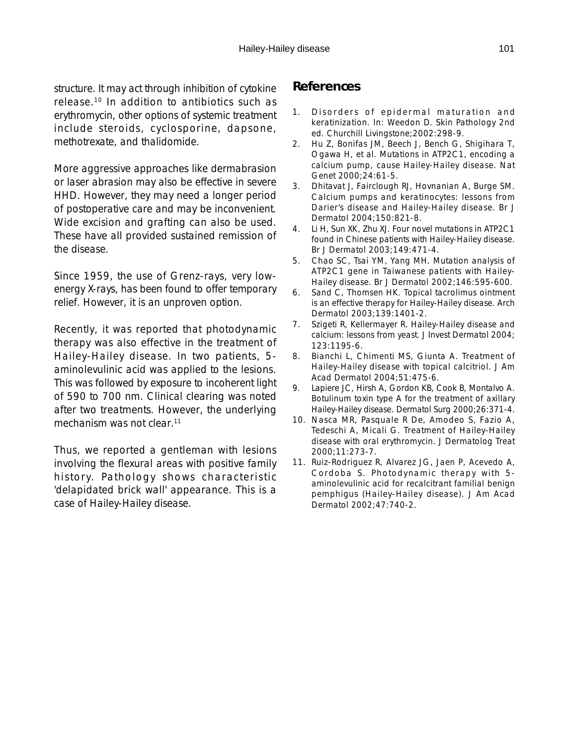structure. It may act through inhibition of cytokine release.[10] In addition to antibiotics such as erythromycin, other options of systemic treatment include steroids, cyclosporine, dapsone, methotrexate, and thalidomide.

More aggressive approaches like dermabrasion or laser abrasion may also be effective in severe HHD. However, they may need a longer period of postoperative care and may be inconvenient. Wide excision and grafting can also be used. These have all provided sustained remission of the disease.

Since 1959, the use of Grenz-rays, very low-energy X-rays, has been found to offer temporary relief. However, it is an unproven option.

Recently, it was reported that photodynamic therapy was also effective in the treatment of Hailey-Hailey disease. In two patients, 5-aminolevulinic acid was applied to the lesions. This was followed by exposure to incoherent light of 590 to 700 nm. Clinical clearing was noted after two treatments. However, the underlying mechanism was not clear.[11]

Thus, we reported a gentleman with lesions involving the flexural areas with positive family history. Pathology shows characteristic 'delapidated brick wall' appearance. This is a case of Hailey-Hailey disease.

## References

1. Disorders of epidermal maturation and keratinization. In: Weedon D. Skin Pathology 2nd ed. Churchill Livingstone;2002:298-9.
2. Hu Z, Bonifas JM, Beech J, Bench G, Shigihara T, Ogawa H, et al. Mutations in ATP2C1, encoding a calcium pump, cause Hailey-Hailey disease. Nat Genet 2000;24:61-5.
3. Dhitavat J, Fairclough RJ, Hovnanian A, Burge SM. Calcium pumps and keratinocytes: lessons from Darier's disease and Hailey-Hailey disease. Br J Dermatol 2004;150:821-8.
4. Li H, Sun XK, Zhu XJ. Four novel mutations in ATP2C1 found in Chinese patients with Hailey-Hailey disease. Br J Dermatol 2003;149:471-4.
5. Chao SC, Tsai YM, Yang MH. Mutation analysis of ATP2C1 gene in Taiwanese patients with Hailey-Hailey disease. Br J Dermatol 2002;146:595-600.
6. Sand C, Thomsen HK. Topical tacrolimus ointment is an effective therapy for Hailey-Hailey disease. Arch Dermatol 2003;139:1401-2.
7. Szigeti R, Kellermayer R. Hailey-Hailey disease and calcium: lessons from yeast. J Invest Dermatol 2004; 123:1195-6.
8. Bianchi L, Chimenti MS, Giunta A. Treatment of Hailey-Hailey disease with topical calcitriol. J Am Acad Dermatol 2004;51:475-6.
9. Lapiere JC, Hirsh A, Gordon KB, Cook B, Montalvo A. Botulinum toxin type A for the treatment of axillary Hailey-Hailey disease. Dermatol Surg 2000;26:371-4.
10. Nasca MR, Pasquale R De, Amodeo S, Fazio A, Tedeschi A, Micali G. Treatment of Hailey-Hailey disease with oral erythromycin. J Dermatolog Treat 2000;11:273-7.
11. Ruiz-Rodriguez R, Alvarez JG, Jaen P, Acevedo A, Cordoba S. Photodynamic therapy with 5-aminolevulinic acid for recalcitrant familial benign pemphigus (Hailey-Hailey disease). J Am Acad Dermatol 2002;47:740-2.